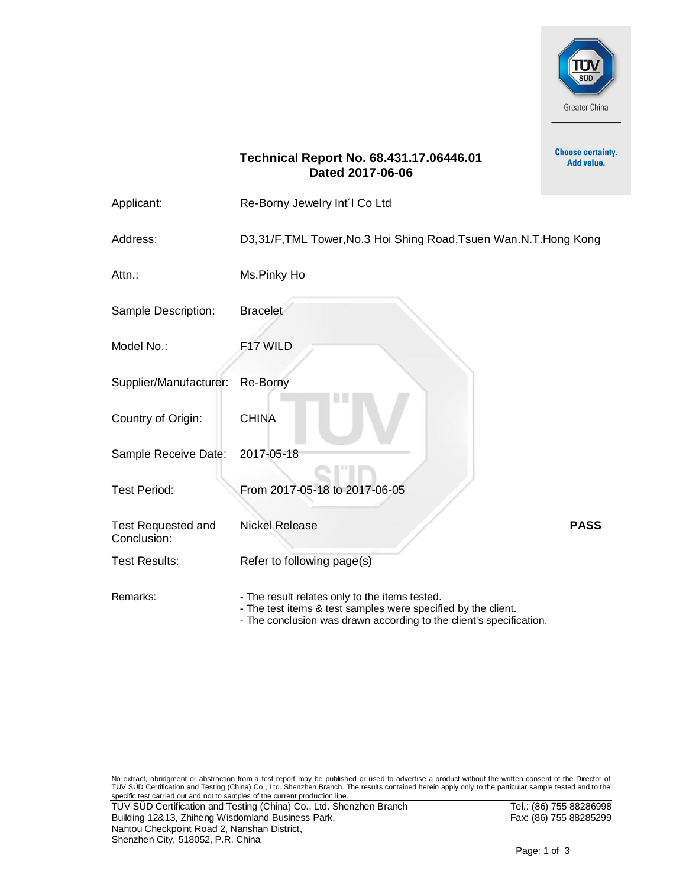Greater China

**Choose certainty.**
**Add value.**

## Technical Report No. 68.431.17.06446.01
## Dated 2017-06-06

| | |
|---|---|
| Applicant: | Re-Borny Jewelry Int´l Co Ltd |
| Address: | D3,31/F,TML Tower,No.3 Hoi Shing Road,Tsuen Wan.N.T.Hong Kong |
| Attn.: | Ms.Pinky Ho |
| Sample Description: | Bracelet |
| Model No.: | F17 WILD |
| Supplier/Manufacturer: | Re-Borny |
| Country of Origin: | CHINA |
| Sample Receive Date: | 2017-05-18 |
| Test Period: | From 2017-05-18 to 2017-06-05 |
| Test Requested and Conclusion: | Nickel Release **PASS** |
| Test Results: | Refer to following page(s) |
| Remarks: | - The result relates only to the items tested.<br>- The test items & test samples were specified by the client.<br>- The conclusion was drawn according to the client's specification. |

No extract, abridgment or abstraction from a test report may be published or used to advertise a product without the written consent of the Director of TÜV SÜD Certification and Testing (China) Co., Ltd. Shenzhen Branch. The results contained herein apply only to the particular sample tested and to the specific test carried out and not to samples of the current production line.

TÜV SÜD Certification and Testing (China) Co., Ltd. Shenzhen Branch
Building 12&13, Zhiheng Wisdomland Business Park,
Nantou Checkpoint Road 2, Nanshan District,
Shenzhen City, 518052, P.R. China

Tel.: (86) 755 88286998
Fax: (86) 755 88285299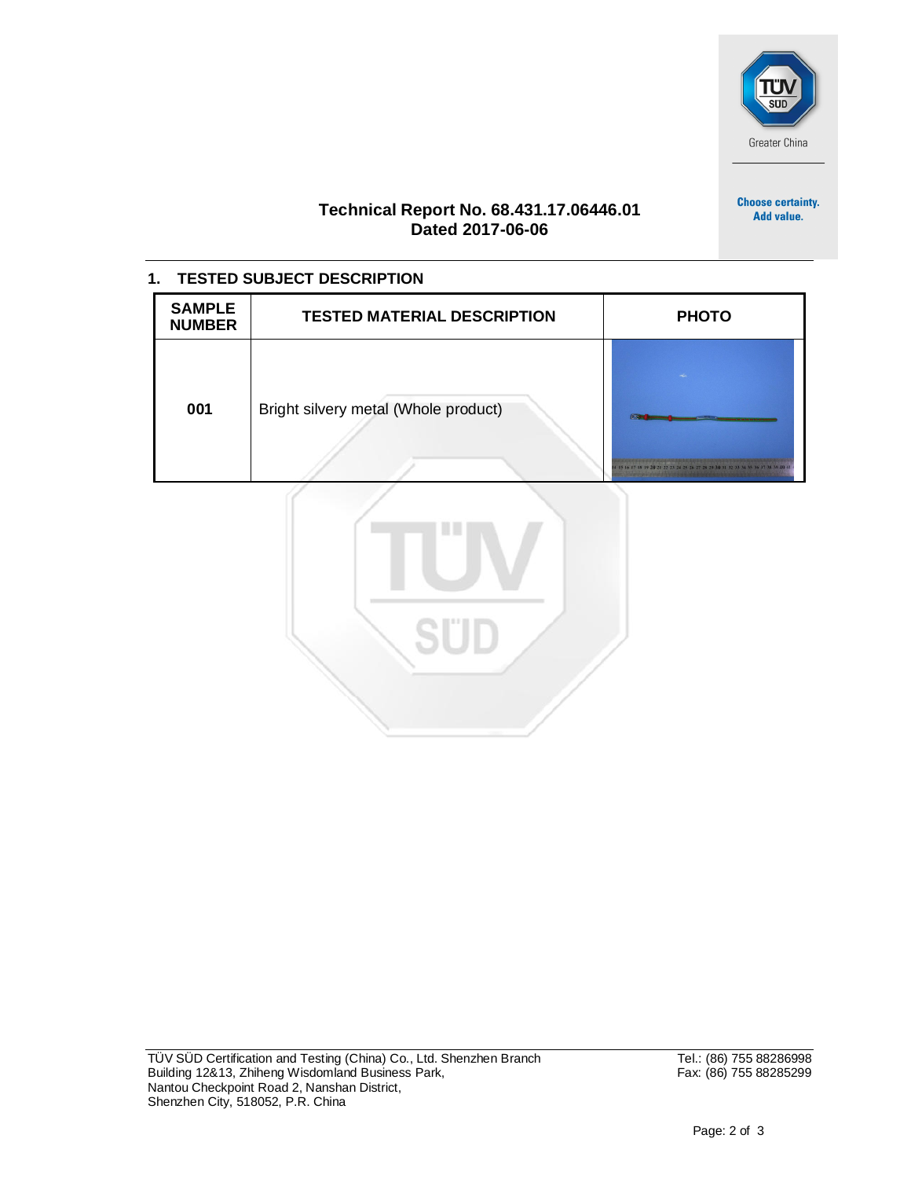**Technical Report No. 68.431.17.06446.01**
**Dated 2017-06-06**

## 1. TESTED SUBJECT DESCRIPTION

| SAMPLE NUMBER | TESTED MATERIAL DESCRIPTION | PHOTO |
|---|---|---|
| 001 | Bright silvery metal (Whole product) | |

TÜV SÜD Certification and Testing (China) Co., Ltd. Shenzhen Branch
Building 12&13, Zhiheng Wisdomland Business Park,
Nantou Checkpoint Road 2, Nanshan District,
Shenzhen City, 518052, P.R. China

Tel.: (86) 755 88286998
Fax: (86) 755 88285299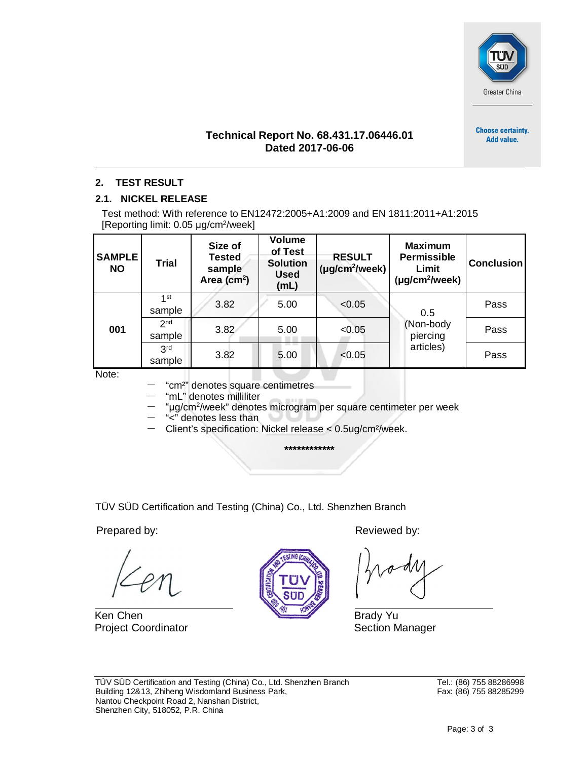**Technical Report No. 68.431.17.06446.01**
**Dated 2017-06-06**

## 2. TEST RESULT

### 2.1. NICKEL RELEASE

Test method: With reference to EN12472:2005+A1:2009 and EN 1811:2011+A1:2015
[Reporting limit: 0.05 μg/cm$^2$/week]

| SAMPLE NO | Trial | Size of Tested sample Area (cm$^2$) | Volume of Test Solution Used (mL) | RESULT (μg/cm$^2$/week) | Maximum Permissible Limit (μg/cm$^2$/week) | Conclusion |
|---|---|---|---|---|---|---|
| 001 | 1st sample | 3.82 | 5.00 | <0.05 | 0.5 (Non-body piercing articles) | Pass |
| | 2nd sample | 3.82 | 5.00 | <0.05 | | Pass |
| | 3rd sample | 3.82 | 5.00 | <0.05 | | Pass |

Note:

- "cm²" denotes square centimetres
- "mL" denotes milliliter
- "μg/cm$^2$/week" denotes microgram per square centimeter per week
- "<" denotes less than
- Client's specification: Nickel release < 0.5ug/cm²/week.

************

TÜV SÜD Certification and Testing (China) Co., Ltd. Shenzhen Branch

Prepared by:

Ken Chen
Project Coordinator

Reviewed by:

Brady Yu
Section Manager

TÜV SÜD Certification and Testing (China) Co., Ltd. Shenzhen Branch
Building 12&13, Zhiheng Wisdomland Business Park,
Nantou Checkpoint Road 2, Nanshan District,
Shenzhen City, 518052, P.R. China

Tel.: (86) 755 88286998
Fax: (86) 755 88285299